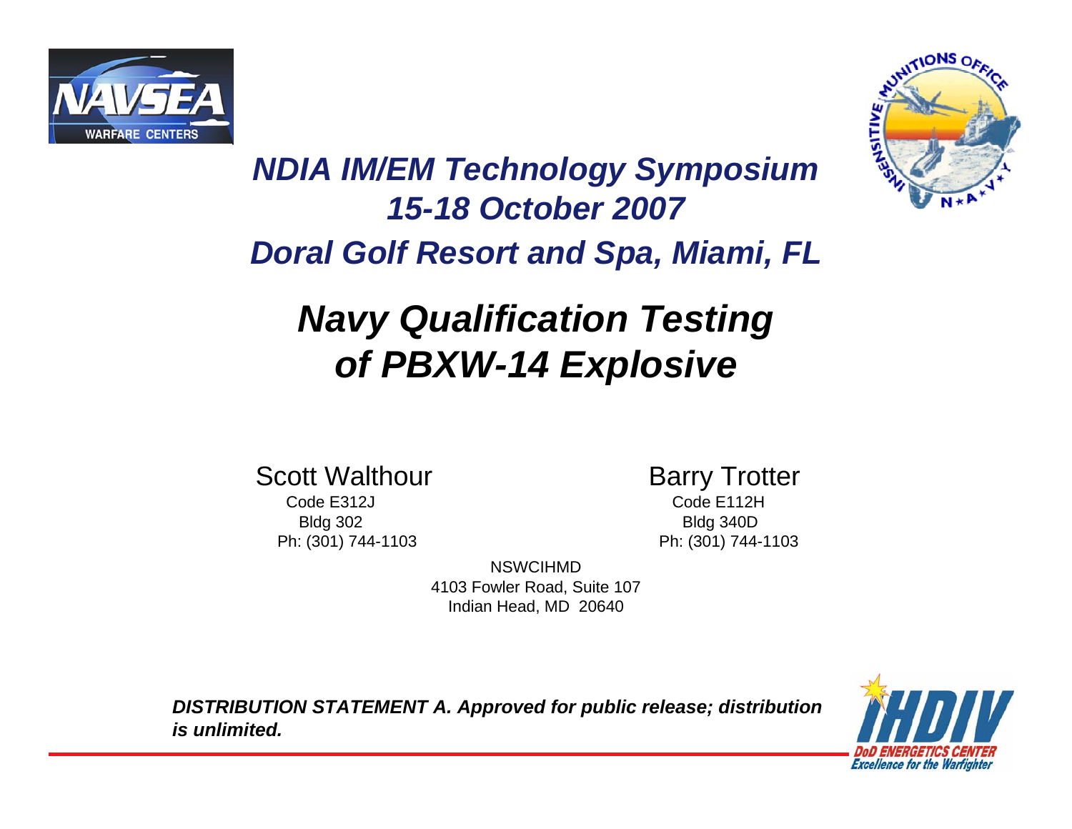*NDIA IM/EM Technology Symposium*
*15-18 October 2007*
*Doral Golf Resort and Spa, Miami, FL*

# *Navy Qualification Testing of PBXW-14 Explosive*

Scott Walthour
Code E312J
Bldg 302
Ph: (301) 744-1103

Barry Trotter
Code E112H
Bldg 340D
Ph: (301) 744-1103

NSWCIHMD
4103 Fowler Road, Suite 107
Indian Head, MD 20640

***DISTRIBUTION STATEMENT A. Approved for public release; distribution is unlimited.***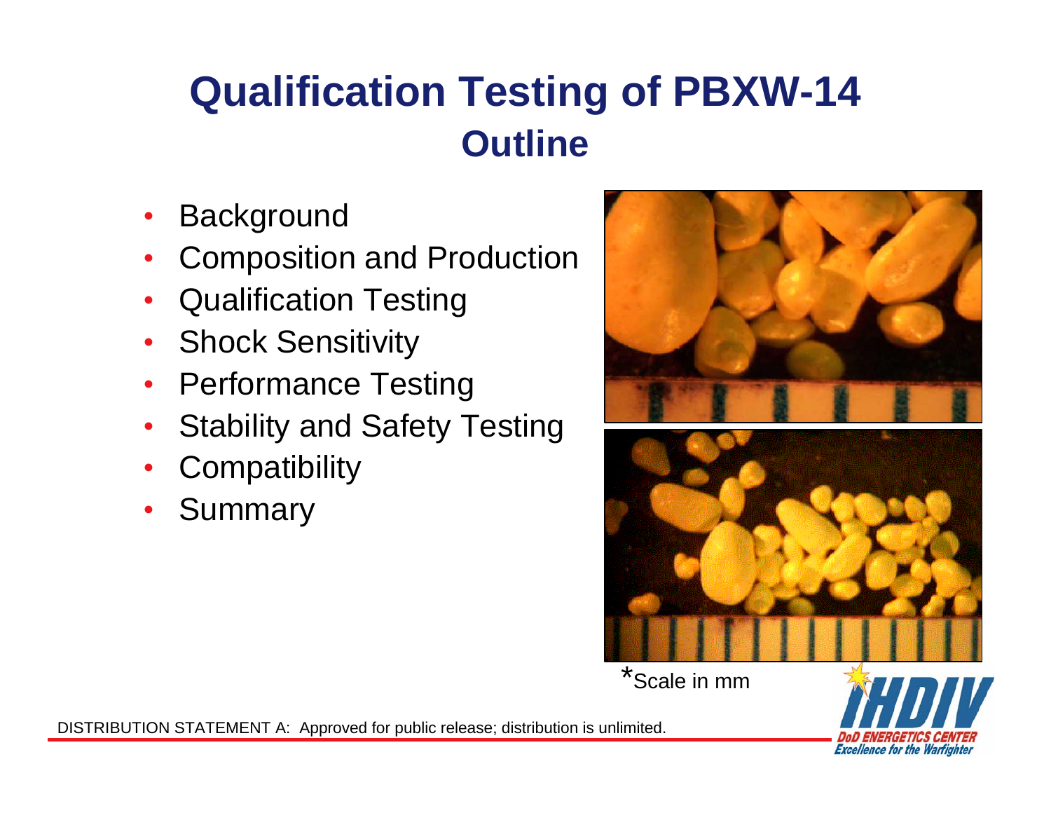# Qualification Testing of PBXW-14

## Outline

- Background
- Composition and Production
- Qualification Testing
- Shock Sensitivity
- Performance Testing
- Stability and Safety Testing
- Compatibility
- Summary

*Scale in mm

DISTRIBUTION STATEMENT A: Approved for public release; distribution is unlimited.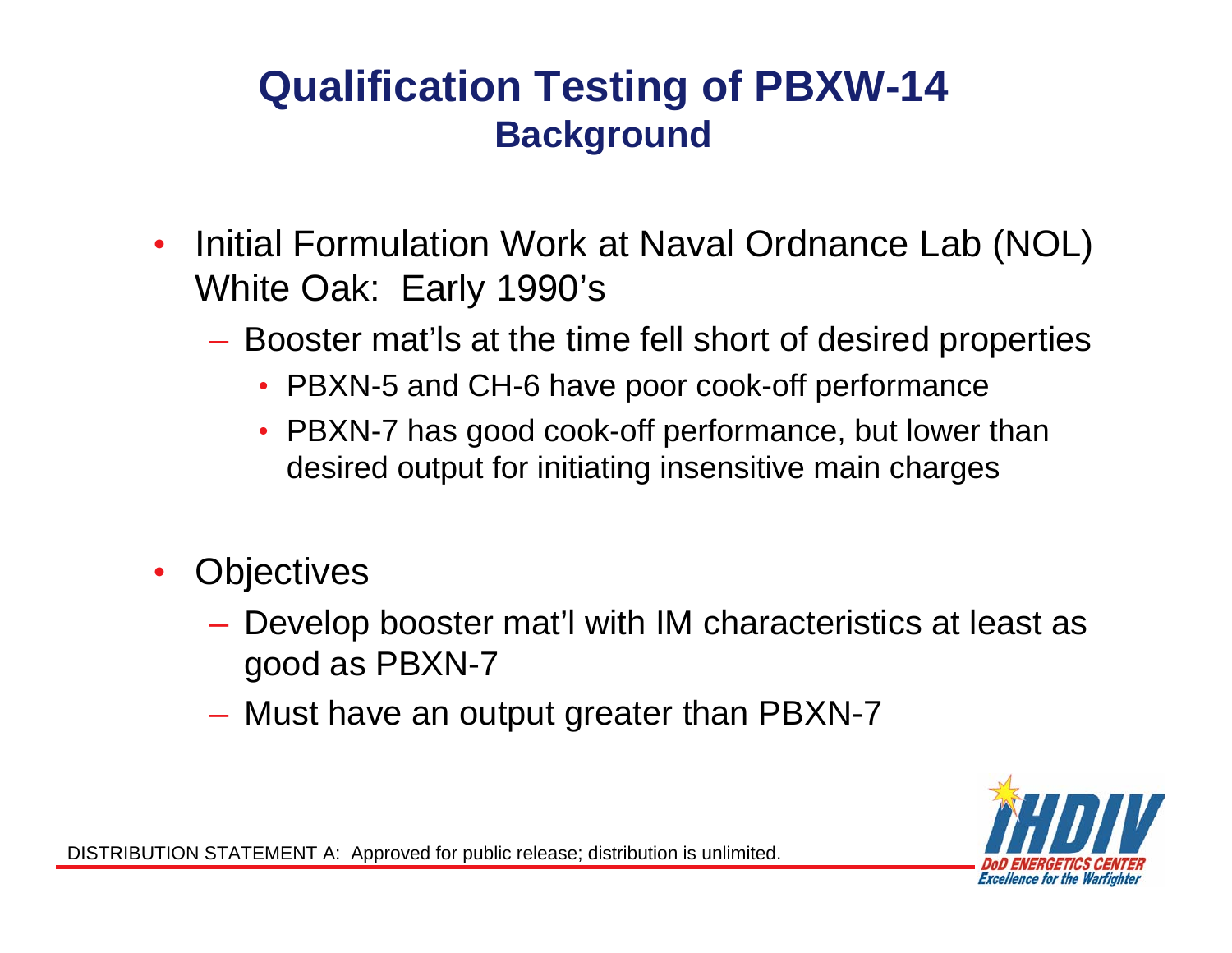# Qualification Testing of PBXW-14

## Background

- Initial Formulation Work at Naval Ordnance Lab (NOL) White Oak: Early 1990's
  - Booster mat'ls at the time fell short of desired properties
    - PBXN-5 and CH-6 have poor cook-off performance
    - PBXN-7 has good cook-off performance, but lower than desired output for initiating insensitive main charges

- Objectives
  - Develop booster mat'l with IM characteristics at least as good as PBXN-7
  - Must have an output greater than PBXN-7

DISTRIBUTION STATEMENT A: Approved for public release; distribution is unlimited.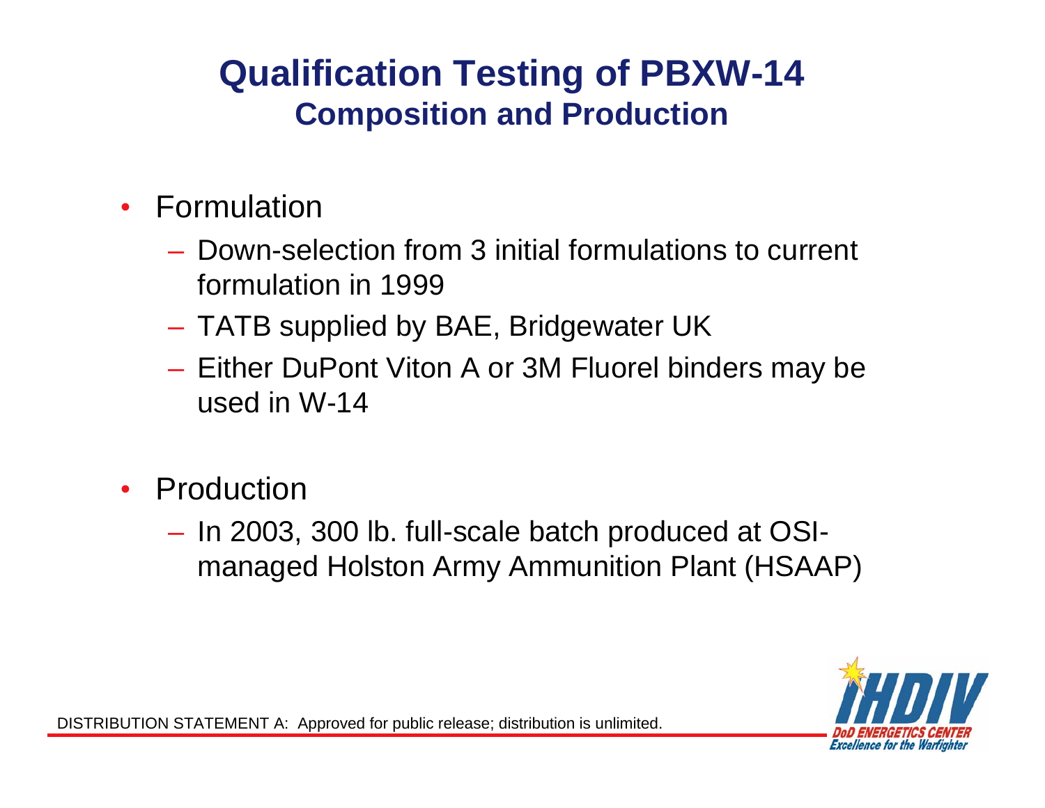# Qualification Testing of PBXW-14

## Composition and Production

- Formulation
  - Down-selection from 3 initial formulations to current formulation in 1999
  - TATB supplied by BAE, Bridgewater UK
  - Either DuPont Viton A or 3M Fluorel binders may be used in W-14
- Production
  - In 2003, 300 lb. full-scale batch produced at OSI-managed Holston Army Ammunition Plant (HSAAP)

DISTRIBUTION STATEMENT A: Approved for public release; distribution is unlimited.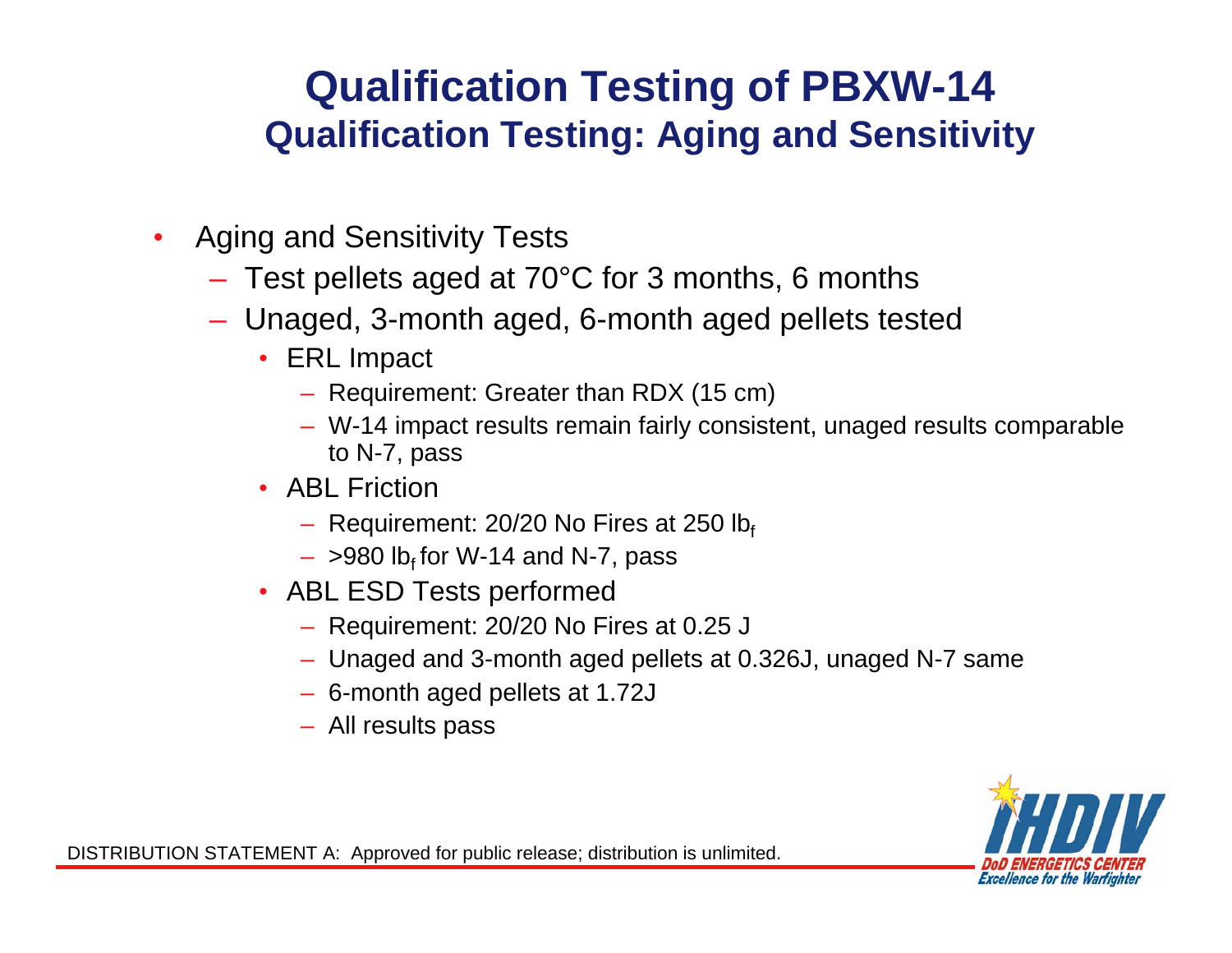# Qualification Testing of PBXW-14

## Qualification Testing: Aging and Sensitivity

- Aging and Sensitivity Tests
  - Test pellets aged at 70°C for 3 months, 6 months
  - Unaged, 3-month aged, 6-month aged pellets tested
    - ERL Impact
      - Requirement: Greater than RDX (15 cm)
      - W-14 impact results remain fairly consistent, unaged results comparable to N-7, pass
    - ABL Friction
      - Requirement: 20/20 No Fires at 250 $lb_f$
      - >980 $lb_f$ for W-14 and N-7, pass
    - ABL ESD Tests performed
      - Requirement: 20/20 No Fires at 0.25 J
      - Unaged and 3-month aged pellets at 0.326J, unaged N-7 same
      - 6-month aged pellets at 1.72J
      - All results pass

DISTRIBUTION STATEMENT A: Approved for public release; distribution is unlimited.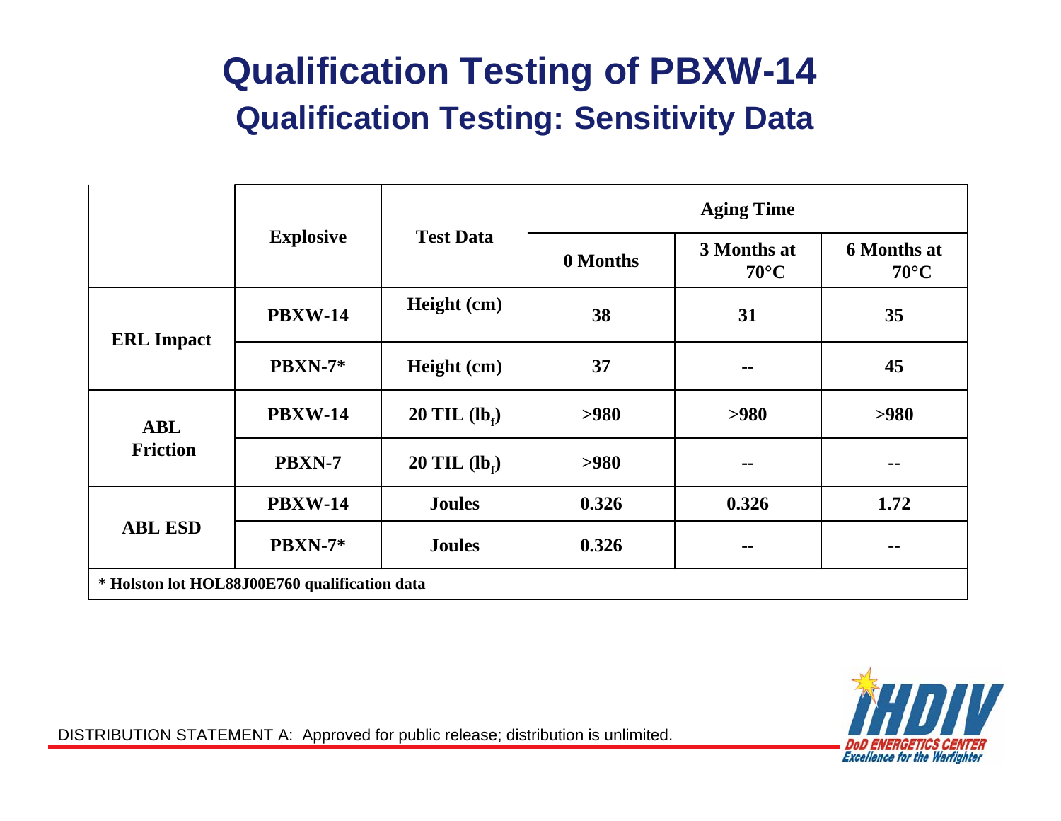# Qualification Testing of PBXW-14

## Qualification Testing: Sensitivity Data

| | Explosive | Test Data | Aging Time | | |
|---|---|---|---|---|---|
| | | | 0 Months | 3 Months at 70°C | 6 Months at 70°C |
| ERL Impact | PBXW-14 | Height (cm) | 38 | 31 | 35 |
| | PBXN-7* | Height (cm) | 37 | -- | 45 |
| ABL Friction | PBXW-14 | 20 TIL ($lb_f$) | >980 | >980 | >980 |
| | PBXN-7 | 20 TIL ($lb_f$) | >980 | -- | -- |
| ABL ESD | PBXW-14 | Joules | 0.326 | 0.326 | 1.72 |
| | PBXN-7* | Joules | 0.326 | -- | -- |

**\* Holston lot HOL88J00E760 qualification data**

DISTRIBUTION STATEMENT A: Approved for public release; distribution is unlimited.

IHDIV DoD ENERGETICS CENTER Excellence for the Warfighter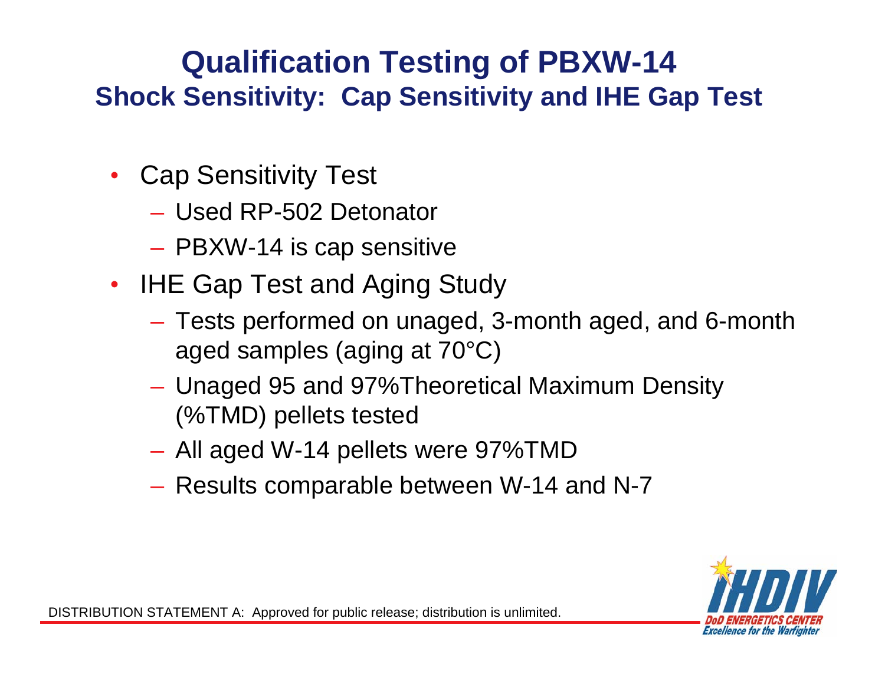# Qualification Testing of PBXW-14

## Shock Sensitivity: Cap Sensitivity and IHE Gap Test

- Cap Sensitivity Test
  - Used RP-502 Detonator
  - PBXW-14 is cap sensitive
- IHE Gap Test and Aging Study
  - Tests performed on unaged, 3-month aged, and 6-month aged samples (aging at 70°C)
  - Unaged 95 and 97%Theoretical Maximum Density (%TMD) pellets tested
  - All aged W-14 pellets were 97%TMD
  - Results comparable between W-14 and N-7

DISTRIBUTION STATEMENT A: Approved for public release; distribution is unlimited.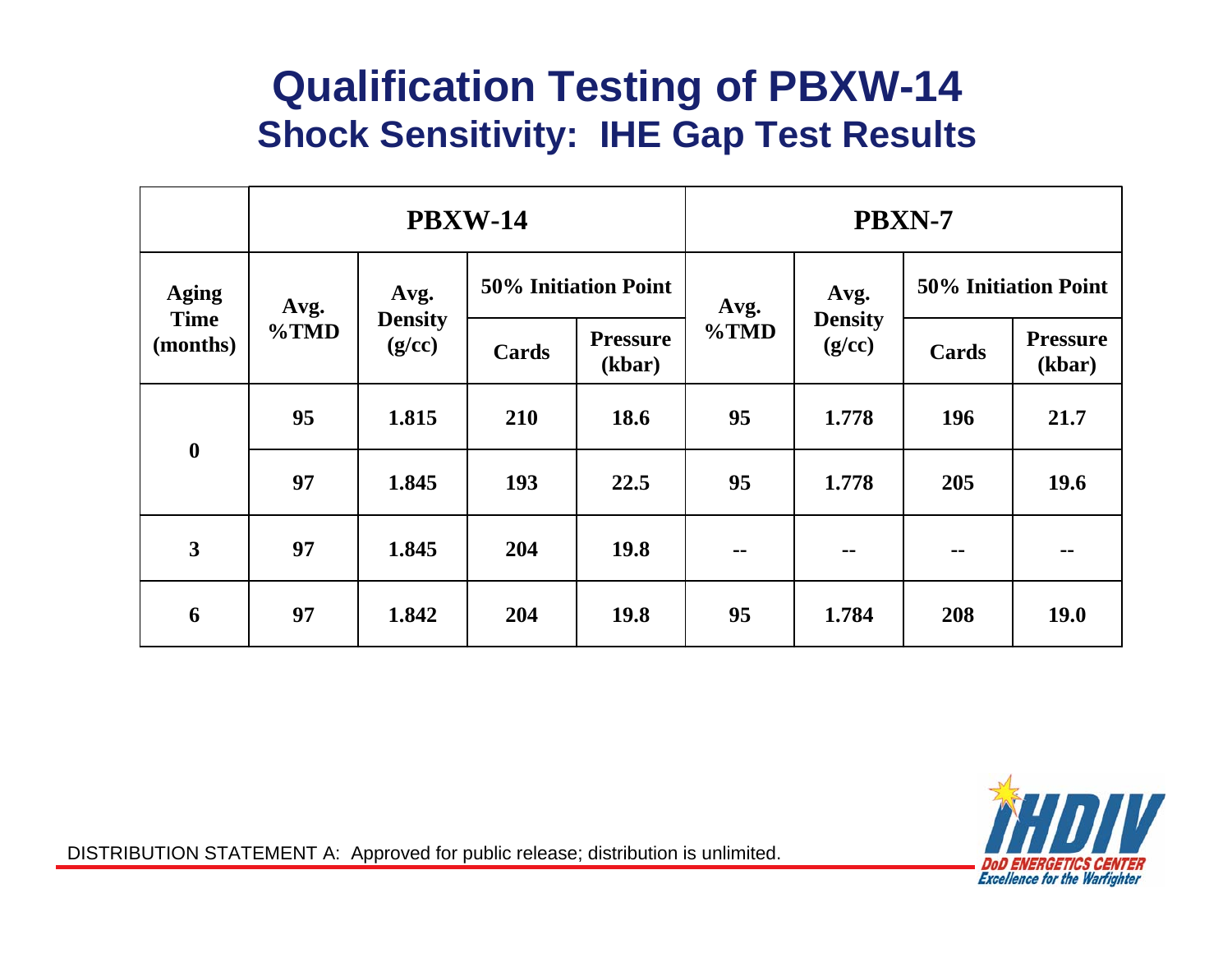# Qualification Testing of PBXW-14

## Shock Sensitivity: IHE Gap Test Results

| | PBXW-14 | | | | PBXN-7 | | | |
|---|---|---|---|---|---|---|---|---|
| Aging Time (months) | Avg. %TMD | Avg. Density (g/cc) | 50% Initiation Point | | Avg. %TMD | Avg. Density (g/cc) | 50% Initiation Point | |
| | | | Cards | Pressure (kbar) | | | Cards | Pressure (kbar) |
| 0 | 95 | 1.815 | 210 | 18.6 | 95 | 1.778 | 196 | 21.7 |
| | 97 | 1.845 | 193 | 22.5 | 95 | 1.778 | 205 | 19.6 |
| 3 | 97 | 1.845 | 204 | 19.8 | -- | -- | -- | -- |
| 6 | 97 | 1.842 | 204 | 19.8 | 95 | 1.784 | 208 | 19.0 |

DISTRIBUTION STATEMENT A: Approved for public release; distribution is unlimited.

IHDIV DoD ENERGETICS CENTER Excellence for the Warfighter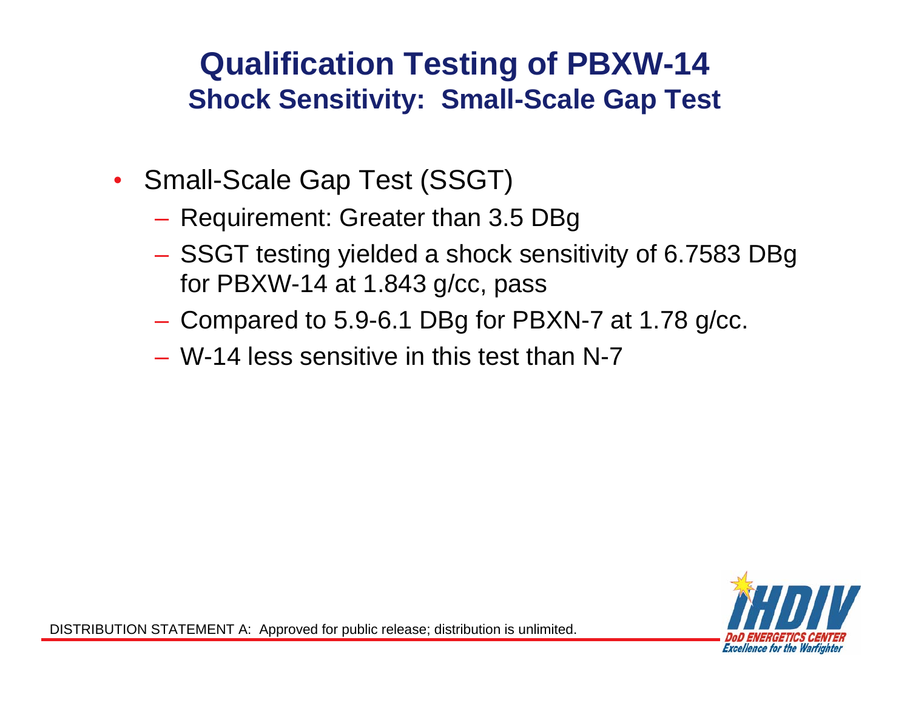# Qualification Testing of PBXW-14

## Shock Sensitivity: Small-Scale Gap Test

- Small-Scale Gap Test (SSGT)
  - Requirement: Greater than 3.5 DBg
  - SSGT testing yielded a shock sensitivity of 6.7583 DBg for PBXW-14 at 1.843 g/cc, pass
  - Compared to 5.9-6.1 DBg for PBXN-7 at 1.78 g/cc.
  - W-14 less sensitive in this test than N-7

DISTRIBUTION STATEMENT A: Approved for public release; distribution is unlimited.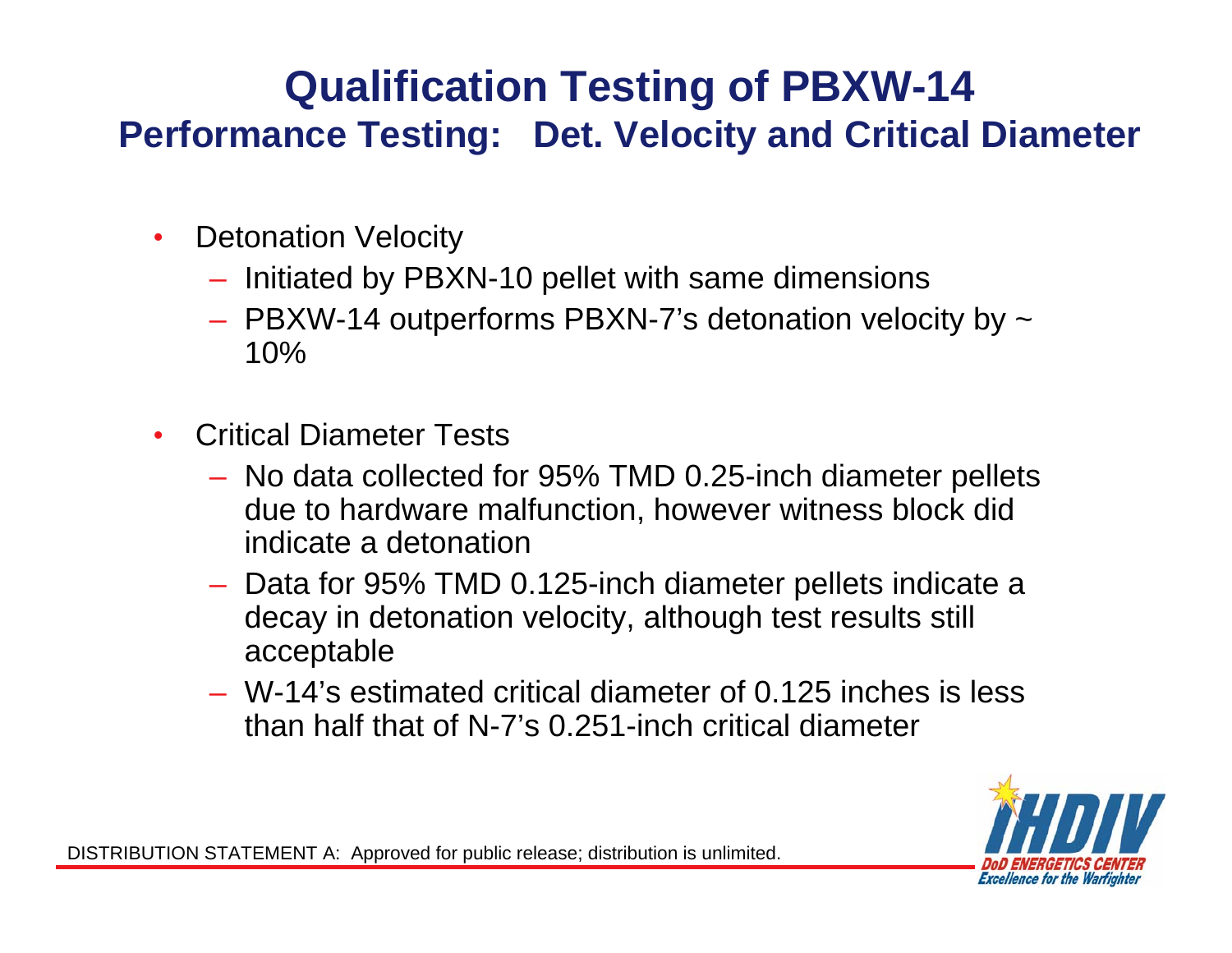# Qualification Testing of PBXW-14

## Performance Testing: Det. Velocity and Critical Diameter

- Detonation Velocity
  - Initiated by PBXN-10 pellet with same dimensions
  - PBXW-14 outperforms PBXN-7's detonation velocity by ~ 10%
- Critical Diameter Tests
  - No data collected for 95% TMD 0.25-inch diameter pellets due to hardware malfunction, however witness block did indicate a detonation
  - Data for 95% TMD 0.125-inch diameter pellets indicate a decay in detonation velocity, although test results still acceptable
  - W-14's estimated critical diameter of 0.125 inches is less than half that of N-7's 0.251-inch critical diameter

DISTRIBUTION STATEMENT A: Approved for public release; distribution is unlimited.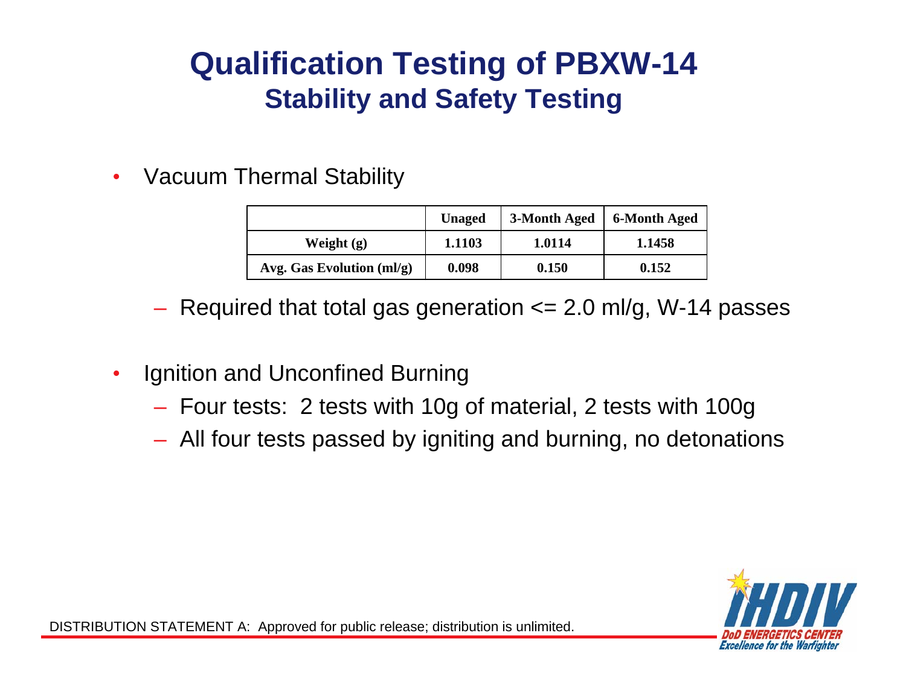# Qualification Testing of PBXW-14

## Stability and Safety Testing

- Vacuum Thermal Stability

| | Unaged | 3-Month Aged | 6-Month Aged |
|---|---|---|---|
| Weight (g) | 1.1103 | 1.0114 | 1.1458 |
| Avg. Gas Evolution (ml/g) | 0.098 | 0.150 | 0.152 |

  – Required that total gas generation <= 2.0 ml/g, W-14 passes

- Ignition and Unconfined Burning
  – Four tests: 2 tests with 10g of material, 2 tests with 100g
  – All four tests passed by igniting and burning, no detonations

DISTRIBUTION STATEMENT A: Approved for public release; distribution is unlimited.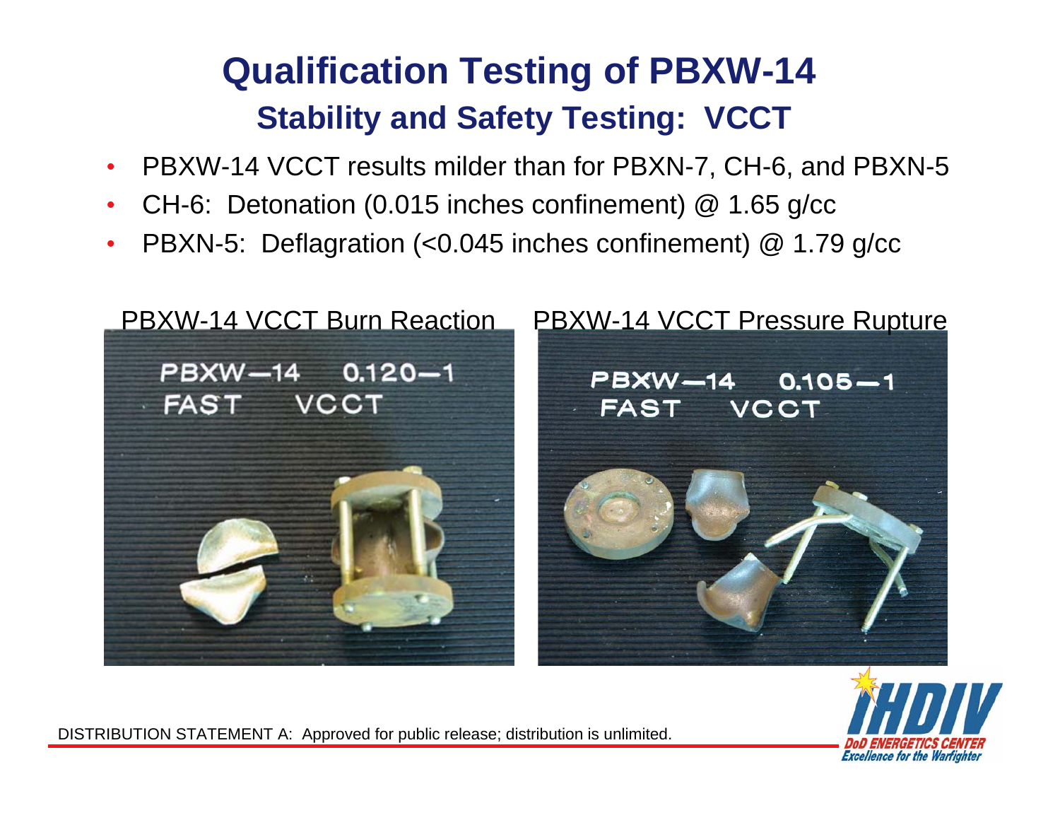# Qualification Testing of PBXW-14

## Stability and Safety Testing: VCCT

- PBXW-14 VCCT results milder than for PBXN-7, CH-6, and PBXN-5
- CH-6: Detonation (0.015 inches confinement) @ 1.65 g/cc
- PBXN-5: Deflagration (<0.045 inches confinement) @ 1.79 g/cc

PBXW-14 VCCT Burn Reaction

PBXW-14 VCCT Pressure Rupture

DISTRIBUTION STATEMENT A: Approved for public release; distribution is unlimited.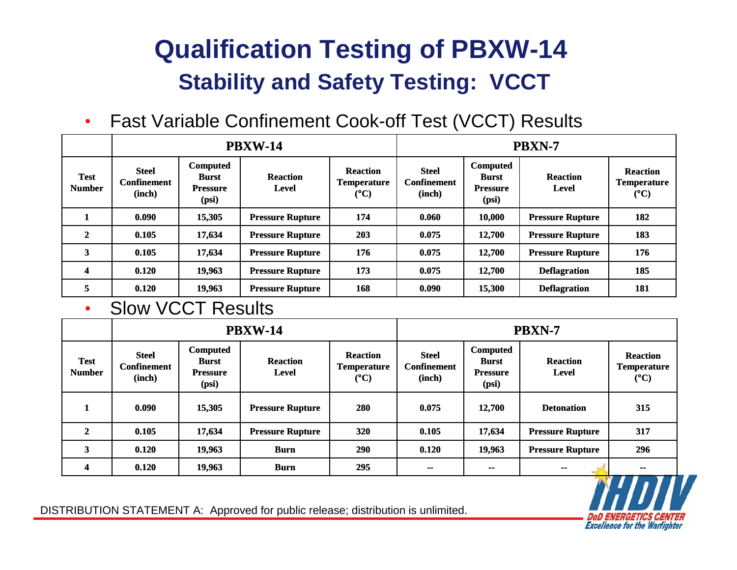# Qualification Testing of PBXW-14

## Stability and Safety Testing: VCCT

- Fast Variable Confinement Cook-off Test (VCCT) Results

| | PBXW-14 | | | | PBXN-7 | | | |
|---|---|---|---|---|---|---|---|---|
| **Test Number** | **Steel Confinement (inch)** | **Computed Burst Pressure (psi)** | **Reaction Level** | **Reaction Temperature (°C)** | **Steel Confinement (inch)** | **Computed Burst Pressure (psi)** | **Reaction Level** | **Reaction Temperature (°C)** |
| 1 | 0.090 | 15,305 | Pressure Rupture | 174 | 0.060 | 10,000 | Pressure Rupture | 182 |
| 2 | 0.105 | 17,634 | Pressure Rupture | 203 | 0.075 | 12,700 | Pressure Rupture | 183 |
| 3 | 0.105 | 17,634 | Pressure Rupture | 176 | 0.075 | 12,700 | Pressure Rupture | 176 |
| 4 | 0.120 | 19,963 | Pressure Rupture | 173 | 0.075 | 12,700 | Deflagration | 185 |
| 5 | 0.120 | 19,963 | Pressure Rupture | 168 | 0.090 | 15,300 | Deflagration | 181 |

- Slow VCCT Results

| | PBXW-14 | | | | PBXN-7 | | | |
|---|---|---|---|---|---|---|---|---|
| **Test Number** | **Steel Confinement (inch)** | **Computed Burst Pressure (psi)** | **Reaction Level** | **Reaction Temperature (°C)** | **Steel Confinement (inch)** | **Computed Burst Pressure (psi)** | **Reaction Level** | **Reaction Temperature (°C)** |
| 1 | 0.090 | 15,305 | Pressure Rupture | 280 | 0.075 | 12,700 | Detonation | 315 |
| 2 | 0.105 | 17,634 | Pressure Rupture | 320 | 0.105 | 17,634 | Pressure Rupture | 317 |
| 3 | 0.120 | 19,963 | Burn | 290 | 0.120 | 19,963 | Pressure Rupture | 296 |
| 4 | 0.120 | 19,963 | Burn | 295 | -- | -- | -- | -- |

DISTRIBUTION STATEMENT A: Approved for public release; distribution is unlimited.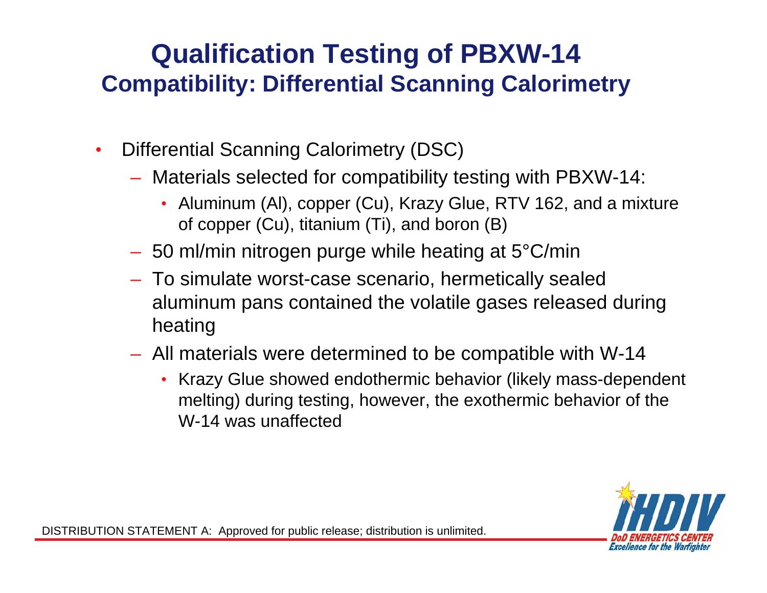# Qualification Testing of PBXW-14

## Compatibility: Differential Scanning Calorimetry

- Differential Scanning Calorimetry (DSC)
  - Materials selected for compatibility testing with PBXW-14:
    - Aluminum (Al), copper (Cu), Krazy Glue, RTV 162, and a mixture of copper (Cu), titanium (Ti), and boron (B)
  - 50 ml/min nitrogen purge while heating at 5°C/min
  - To simulate worst-case scenario, hermetically sealed aluminum pans contained the volatile gases released during heating
  - All materials were determined to be compatible with W-14
    - Krazy Glue showed endothermic behavior (likely mass-dependent melting) during testing, however, the exothermic behavior of the W-14 was unaffected

DISTRIBUTION STATEMENT A: Approved for public release; distribution is unlimited.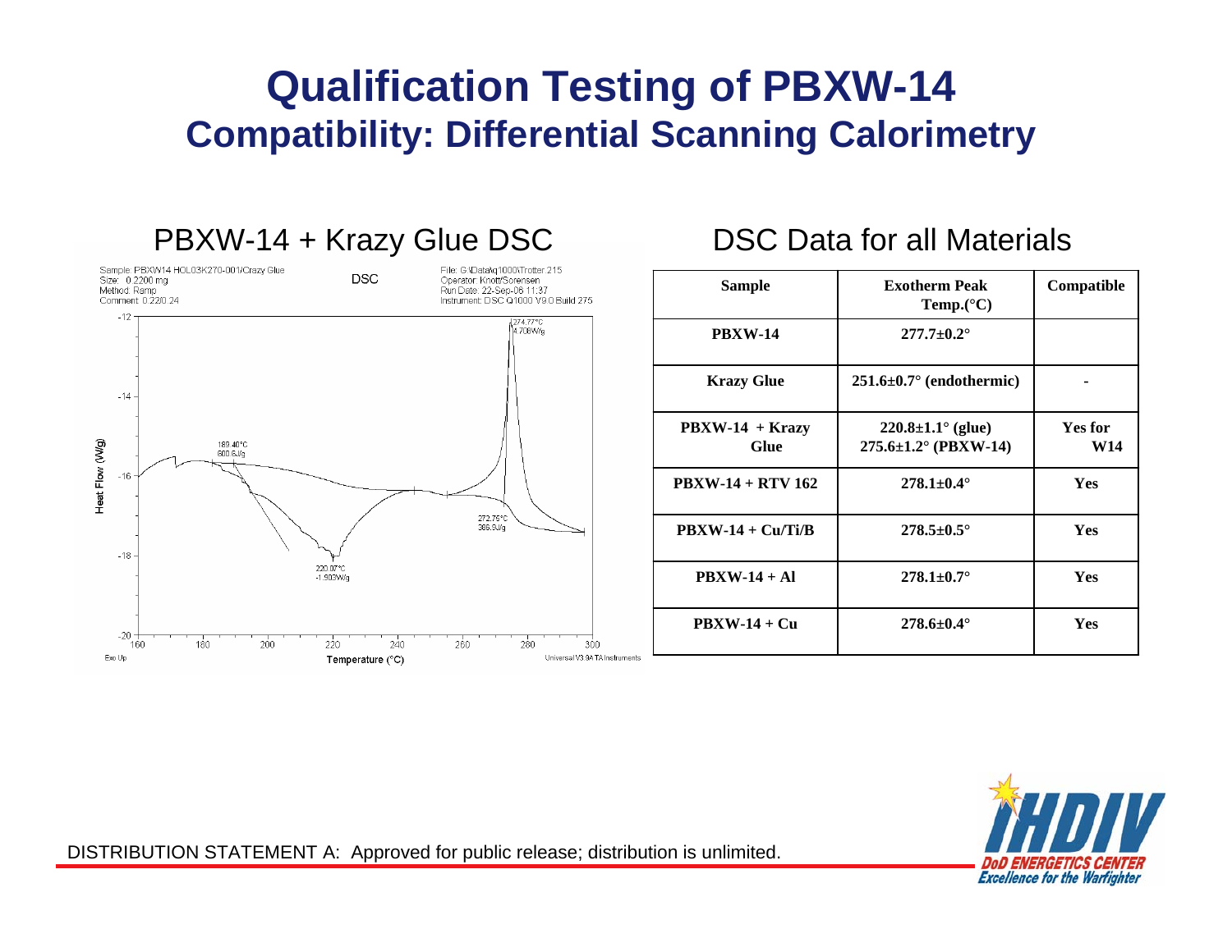# Qualification Testing of PBXW-14

## Compatibility: Differential Scanning Calorimetry

### PBXW-14 + Krazy Glue DSC

Sample: PBXW14 HOL03K270-001/Crazy Glue
Size: 0.2200 mg
Method: Ramp
Comment: 0.22/0.24

DSC

File: G:\Data\q1000\Trotter.215
Operator: Knott/Sorensen
Run Date: 22-Sep-06 11:37
Instrument: DSC Q1000 V9.0 Build 275

274.77°C
4.708W/g

189.40°C
600.6J/g

272.75°C
386.9J/g

220.07°C
-1.903W/g

Heat Flow (W/g)

Temperature (°C)

Exo Up

Universal V3.9A TA Instruments

### DSC Data for all Materials

| Sample | Exotherm Peak Temp.(°C) | Compatible |
|---|---|---|
| PBXW-14 | 277.7±0.2° | |
| Krazy Glue | 251.6±0.7° (endothermic) | - |
| PBXW-14 + Krazy Glue | 220.8±1.1° (glue) 275.6±1.2° (PBXW-14) | Yes for W14 |
| PBXW-14 + RTV 162 | 278.1±0.4° | Yes |
| PBXW-14 + Cu/Ti/B | 278.5±0.5° | Yes |
| PBXW-14 + Al | 278.1±0.7° | Yes |
| PBXW-14 + Cu | 278.6±0.4° | Yes |

DISTRIBUTION STATEMENT A: Approved for public release; distribution is unlimited.

IHDIV DoD ENERGETICS CENTER Excellence for the Warfighter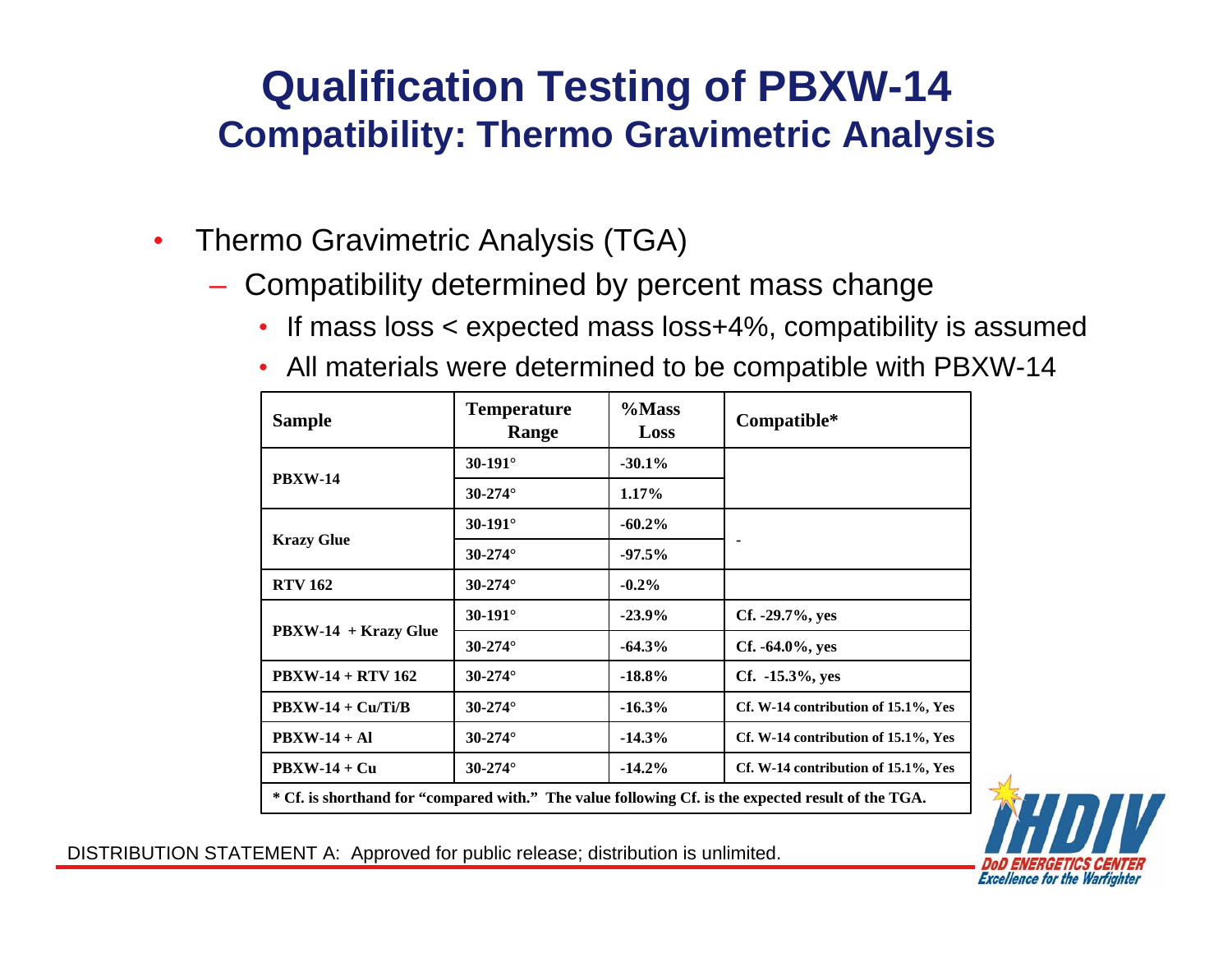# Qualification Testing of PBXW-14

## Compatibility: Thermo Gravimetric Analysis

- Thermo Gravimetric Analysis (TGA)
  - Compatibility determined by percent mass change
    - If mass loss < expected mass loss+4%, compatibility is assumed
    - All materials were determined to be compatible with PBXW-14

| Sample | Temperature Range | %Mass Loss | Compatible* |
|---|---|---|---|
| PBXW-14 | 30-191° | -30.1% | |
| | 30-274° | 1.17% | |
| Krazy Glue | 30-191° | -60.2% | - |
| | 30-274° | -97.5% | |
| RTV 162 | 30-274° | -0.2% | |
| PBXW-14 + Krazy Glue | 30-191° | -23.9% | Cf. -29.7%, yes |
| | 30-274° | -64.3% | Cf. -64.0%, yes |
| PBXW-14 + RTV 162 | 30-274° | -18.8% | Cf. -15.3%, yes |
| PBXW-14 + Cu/Ti/B | 30-274° | -16.3% | Cf. W-14 contribution of 15.1%, Yes |
| PBXW-14 + Al | 30-274° | -14.3% | Cf. W-14 contribution of 15.1%, Yes |
| PBXW-14 + Cu | 30-274° | -14.2% | Cf. W-14 contribution of 15.1%, Yes |

* Cf. is shorthand for "compared with." The value following Cf. is the expected result of the TGA.

DISTRIBUTION STATEMENT A: Approved for public release; distribution is unlimited.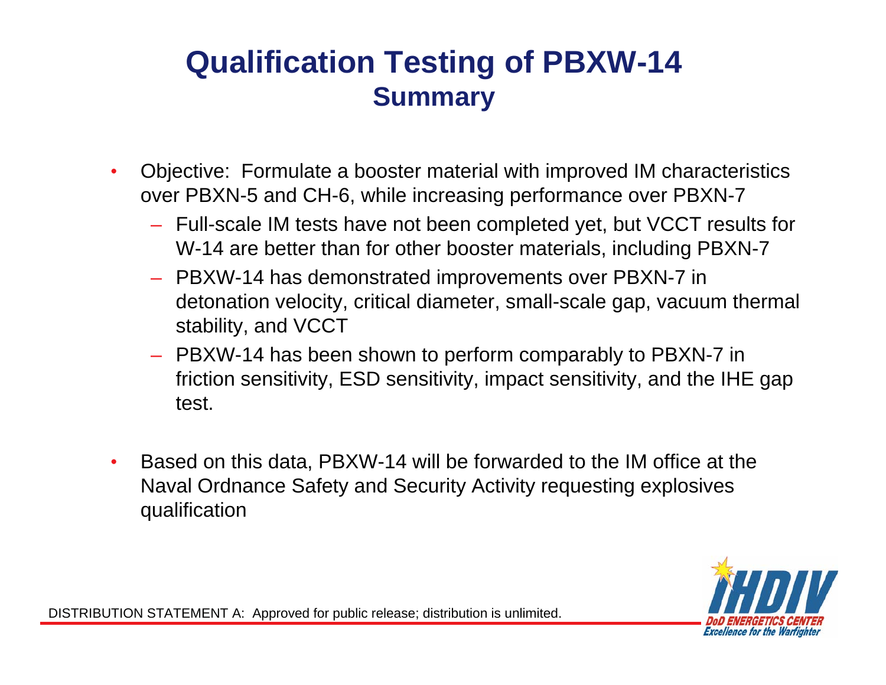# Qualification Testing of PBXW-14

## Summary

- Objective: Formulate a booster material with improved IM characteristics over PBXN-5 and CH-6, while increasing performance over PBXN-7
  - Full-scale IM tests have not been completed yet, but VCCT results for W-14 are better than for other booster materials, including PBXN-7
  - PBXW-14 has demonstrated improvements over PBXN-7 in detonation velocity, critical diameter, small-scale gap, vacuum thermal stability, and VCCT
  - PBXW-14 has been shown to perform comparably to PBXN-7 in friction sensitivity, ESD sensitivity, impact sensitivity, and the IHE gap test.
- Based on this data, PBXW-14 will be forwarded to the IM office at the Naval Ordnance Safety and Security Activity requesting explosives qualification

DISTRIBUTION STATEMENT A: Approved for public release; distribution is unlimited.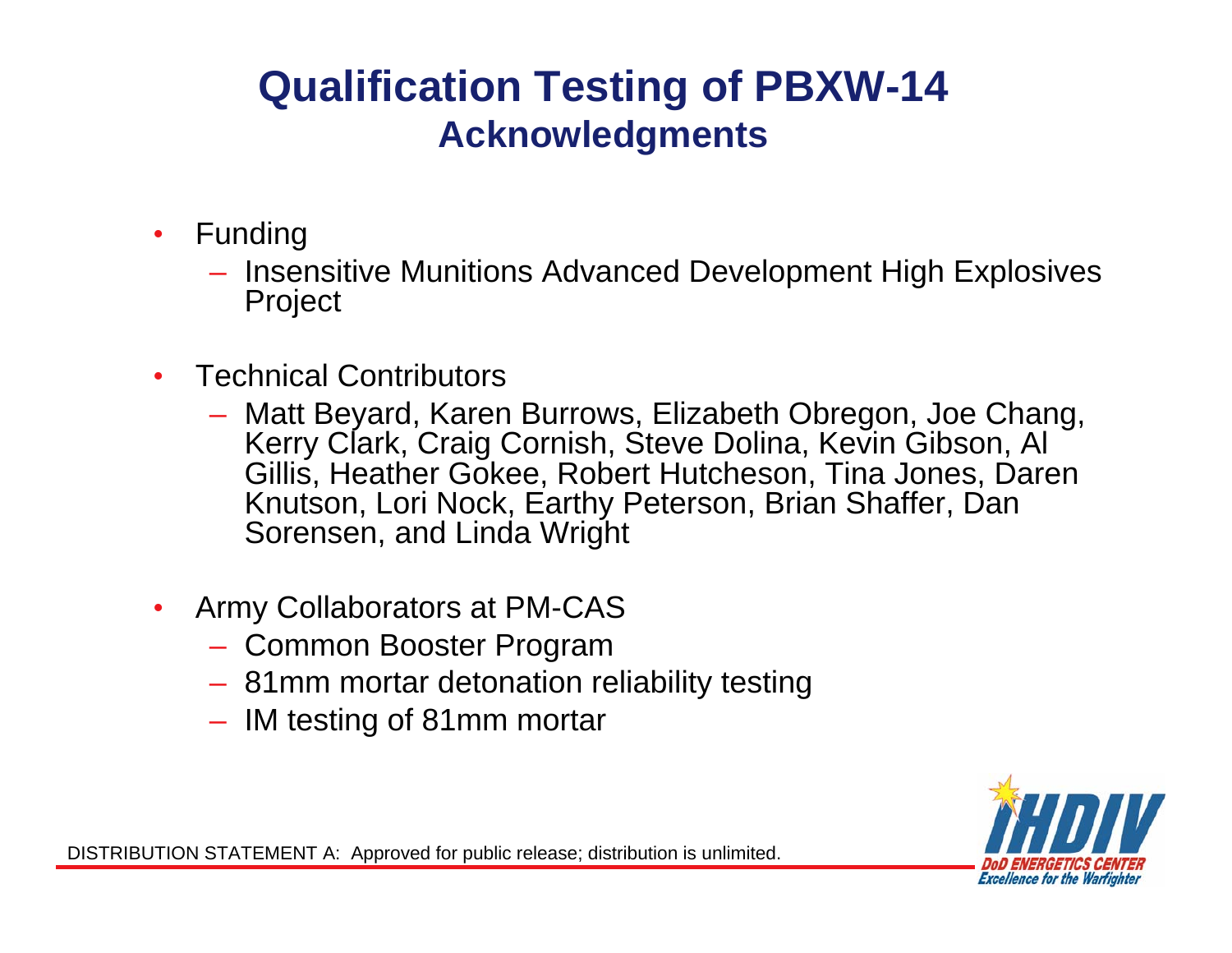# Qualification Testing of PBXW-14

## Acknowledgments

- Funding
  - Insensitive Munitions Advanced Development High Explosives Project
- Technical Contributors
  - Matt Beyard, Karen Burrows, Elizabeth Obregon, Joe Chang, Kerry Clark, Craig Cornish, Steve Dolina, Kevin Gibson, Al Gillis, Heather Gokee, Robert Hutcheson, Tina Jones, Daren Knutson, Lori Nock, Earthy Peterson, Brian Shaffer, Dan Sorensen, and Linda Wright
- Army Collaborators at PM-CAS
  - Common Booster Program
  - 81mm mortar detonation reliability testing
  - IM testing of 81mm mortar

DISTRIBUTION STATEMENT A: Approved for public release; distribution is unlimited.

IHDIV
DoD ENERGETICS CENTER
Excellence for the Warfighter